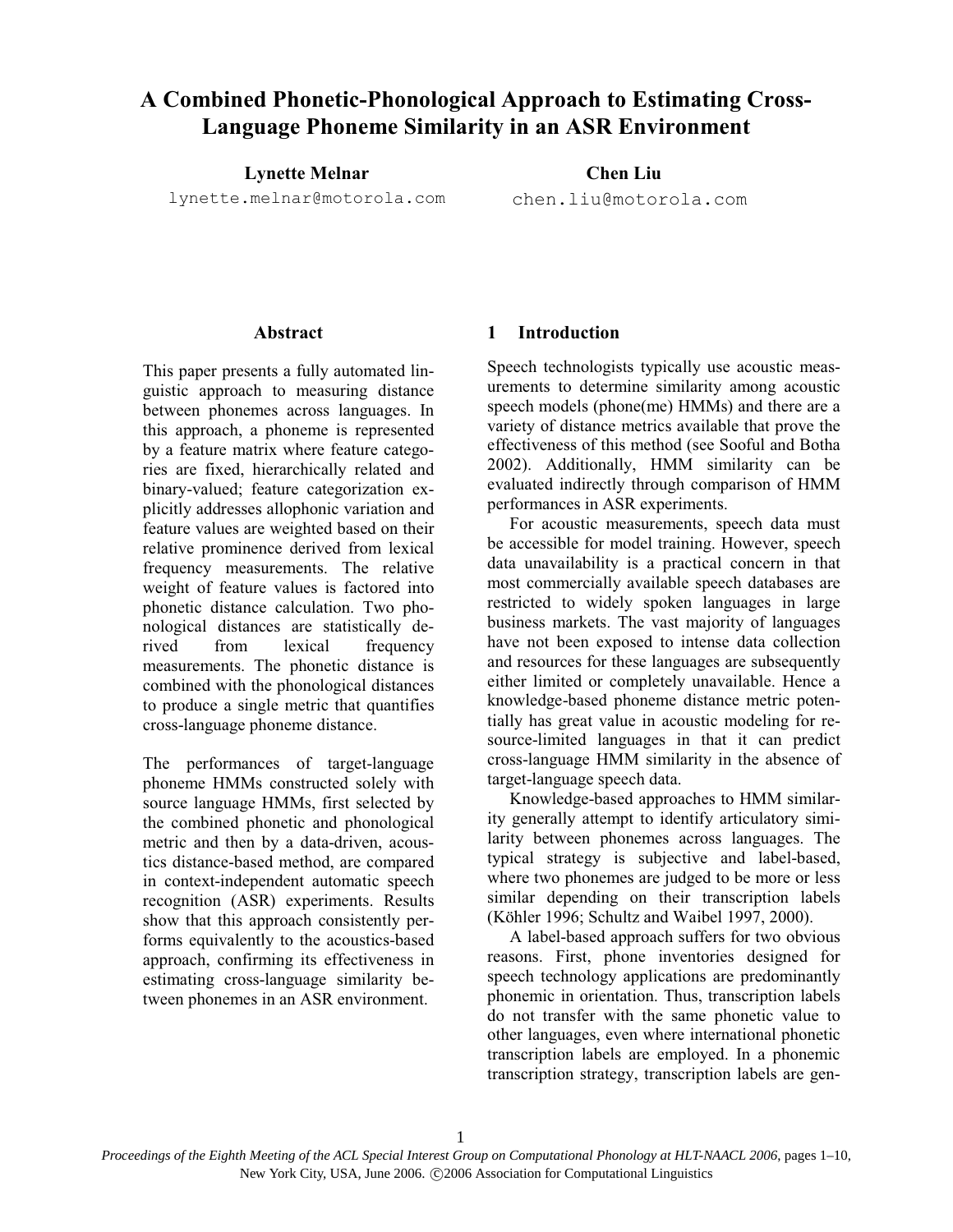# A Combined Phonetic-Phonological Approach to Estimating Cross-Language Phoneme Similarity in an ASR Environment

**Lynette Melnar**
lynette.melnar@motorola.com

**Chen Liu**
chen.liu@motorola.com

## Abstract

This paper presents a fully automated linguistic approach to measuring distance between phonemes across languages. In this approach, a phoneme is represented by a feature matrix where feature categories are fixed, hierarchically related and binary-valued; feature categorization explicitly addresses allophonic variation and feature values are weighted based on their relative prominence derived from lexical frequency measurements. The relative weight of feature values is factored into phonetic distance calculation. Two phonological distances are statistically derived from lexical frequency measurements. The phonetic distance is combined with the phonological distances to produce a single metric that quantifies cross-language phoneme distance.

The performances of target-language phoneme HMMs constructed solely with source language HMMs, first selected by the combined phonetic and phonological metric and then by a data-driven, acoustics distance-based method, are compared in context-independent automatic speech recognition (ASR) experiments. Results show that this approach consistently performs equivalently to the acoustics-based approach, confirming its effectiveness in estimating cross-language similarity between phonemes in an ASR environment.

## 1 Introduction

Speech technologists typically use acoustic measurements to determine similarity among acoustic speech models (phone(me) HMMs) and there are a variety of distance metrics available that prove the effectiveness of this method (see Sooful and Botha 2002). Additionally, HMM similarity can be evaluated indirectly through comparison of HMM performances in ASR experiments.

For acoustic measurements, speech data must be accessible for model training. However, speech data unavailability is a practical concern in that most commercially available speech databases are restricted to widely spoken languages in large business markets. The vast majority of languages have not been exposed to intense data collection and resources for these languages are subsequently either limited or completely unavailable. Hence a knowledge-based phoneme distance metric potentially has great value in acoustic modeling for resource-limited languages in that it can predict cross-language HMM similarity in the absence of target-language speech data.

Knowledge-based approaches to HMM similarity generally attempt to identify articulatory similarity between phonemes across languages. The typical strategy is subjective and label-based, where two phonemes are judged to be more or less similar depending on their transcription labels (Köhler 1996; Schultz and Waibel 1997, 2000).

A label-based approach suffers for two obvious reasons. First, phone inventories designed for speech technology applications are predominantly phonemic in orientation. Thus, transcription labels do not transfer with the same phonetic value to other languages, even where international phonetic transcription labels are employed. In a phonemic transcription strategy, transcription labels are gen-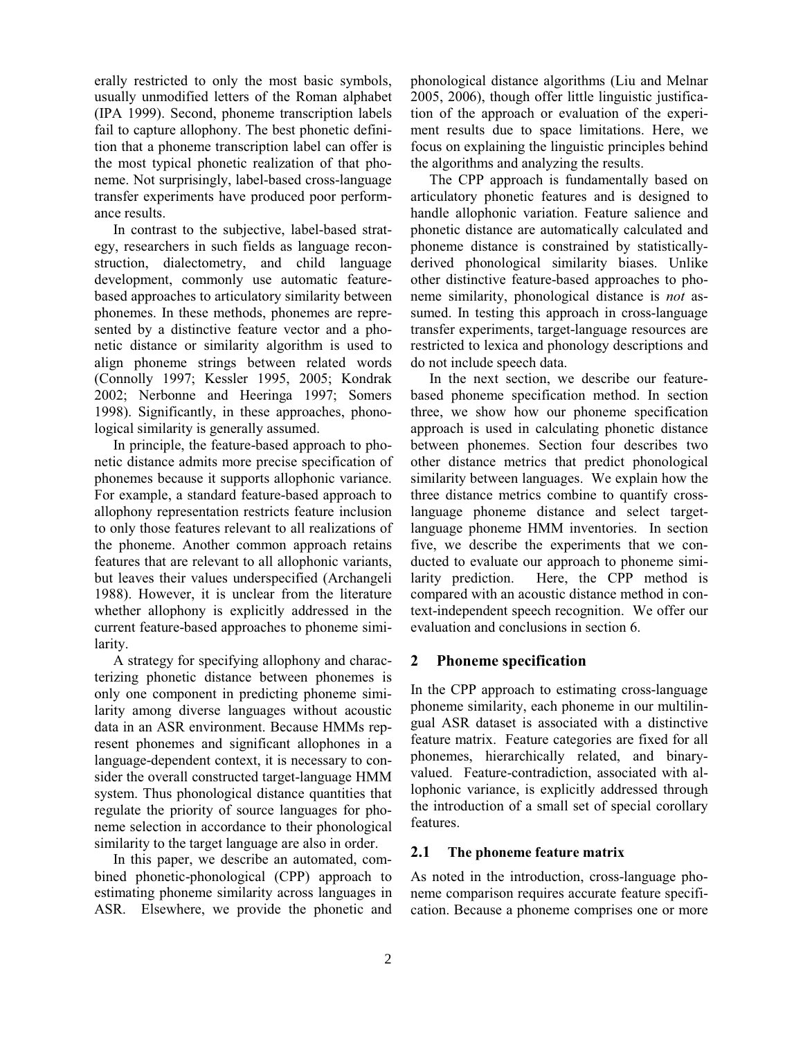erally restricted to only the most basic symbols, usually unmodified letters of the Roman alphabet (IPA 1999). Second, phoneme transcription labels fail to capture allophony. The best phonetic definition that a phoneme transcription label can offer is the most typical phonetic realization of that phoneme. Not surprisingly, label-based cross-language transfer experiments have produced poor performance results.

In contrast to the subjective, label-based strategy, researchers in such fields as language reconstruction, dialectometry, and child language development, commonly use automatic feature-based approaches to articulatory similarity between phonemes. In these methods, phonemes are represented by a distinctive feature vector and a phonetic distance or similarity algorithm is used to align phoneme strings between related words (Connolly 1997; Kessler 1995, 2005; Kondrak 2002; Nerbonne and Heeringa 1997; Somers 1998). Significantly, in these approaches, phonological similarity is generally assumed.

In principle, the feature-based approach to phonetic distance admits more precise specification of phonemes because it supports allophonic variance. For example, a standard feature-based approach to allophony representation restricts feature inclusion to only those features relevant to all realizations of the phoneme. Another common approach retains features that are relevant to all allophonic variants, but leaves their values underspecified (Archangeli 1988). However, it is unclear from the literature whether allophony is explicitly addressed in the current feature-based approaches to phoneme similarity.

A strategy for specifying allophony and characterizing phonetic distance between phonemes is only one component in predicting phoneme similarity among diverse languages without acoustic data in an ASR environment. Because HMMs represent phonemes and significant allophones in a language-dependent context, it is necessary to consider the overall constructed target-language HMM system. Thus phonological distance quantities that regulate the priority of source languages for phoneme selection in accordance to their phonological similarity to the target language are also in order.

In this paper, we describe an automated, combined phonetic-phonological (CPP) approach to estimating phoneme similarity across languages in ASR. Elsewhere, we provide the phonetic and phonological distance algorithms (Liu and Melnar 2005, 2006), though offer little linguistic justification of the approach or evaluation of the experiment results due to space limitations. Here, we focus on explaining the linguistic principles behind the algorithms and analyzing the results.

The CPP approach is fundamentally based on articulatory phonetic features and is designed to handle allophonic variation. Feature salience and phonetic distance are automatically calculated and phoneme distance is constrained by statistically-derived phonological similarity biases. Unlike other distinctive feature-based approaches to phoneme similarity, phonological distance is *not* assumed. In testing this approach in cross-language transfer experiments, target-language resources are restricted to lexica and phonology descriptions and do not include speech data.

In the next section, we describe our feature-based phoneme specification method. In section three, we show how our phoneme specification approach is used in calculating phonetic distance between phonemes. Section four describes two other distance metrics that predict phonological similarity between languages. We explain how the three distance metrics combine to quantify cross-language phoneme distance and select target-language phoneme HMM inventories. In section five, we describe the experiments that we conducted to evaluate our approach to phoneme similarity prediction. Here, the CPP method is compared with an acoustic distance method in context-independent speech recognition. We offer our evaluation and conclusions in section 6.

## 2 Phoneme specification

In the CPP approach to estimating cross-language phoneme similarity, each phoneme in our multilingual ASR dataset is associated with a distinctive feature matrix. Feature categories are fixed for all phonemes, hierarchically related, and binary-valued. Feature-contradiction, associated with allophonic variance, is explicitly addressed through the introduction of a small set of special corollary features.

### 2.1 The phoneme feature matrix

As noted in the introduction, cross-language phoneme comparison requires accurate feature specification. Because a phoneme comprises one or more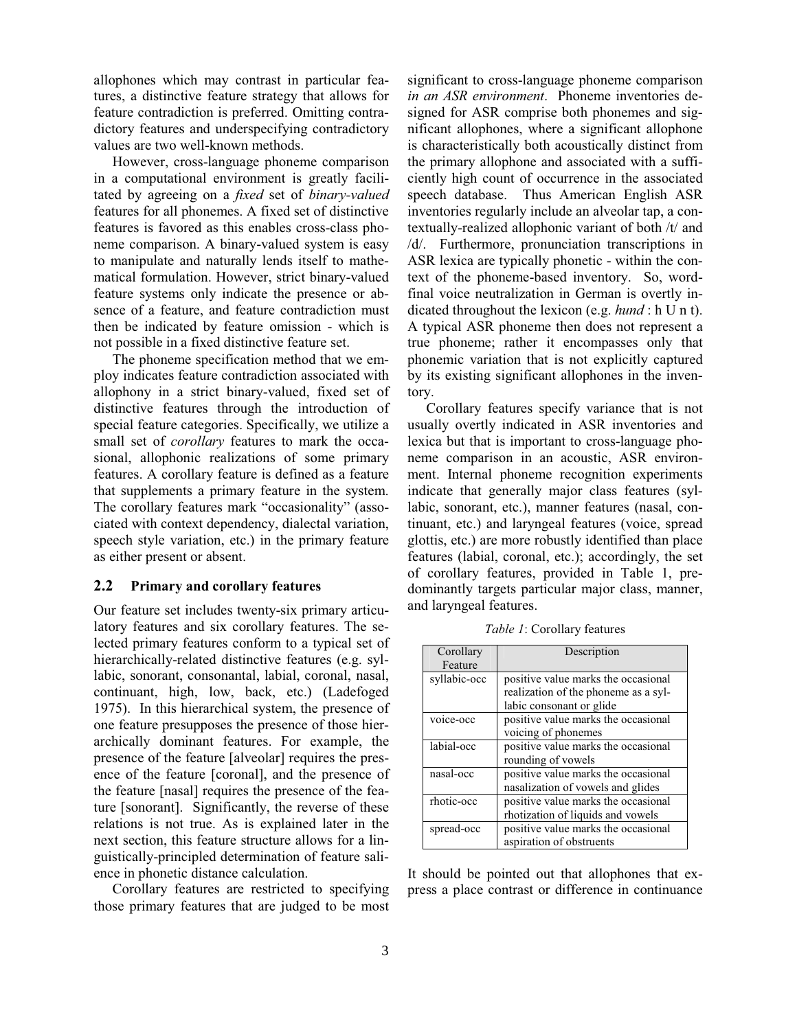allophones which may contrast in particular features, a distinctive feature strategy that allows for feature contradiction is preferred. Omitting contradictory features and underspecifying contradictory values are two well-known methods.

However, cross-language phoneme comparison in a computational environment is greatly facilitated by agreeing on a *fixed* set of *binary-valued* features for all phonemes. A fixed set of distinctive features is favored as this enables cross-class phoneme comparison. A binary-valued system is easy to manipulate and naturally lends itself to mathematical formulation. However, strict binary-valued feature systems only indicate the presence or absence of a feature, and feature contradiction must then be indicated by feature omission - which is not possible in a fixed distinctive feature set.

The phoneme specification method that we employ indicates feature contradiction associated with allophony in a strict binary-valued, fixed set of distinctive features through the introduction of special feature categories. Specifically, we utilize a small set of *corollary* features to mark the occasional, allophonic realizations of some primary features. A corollary feature is defined as a feature that supplements a primary feature in the system. The corollary features mark "occasionality" (associated with context dependency, dialectal variation, speech style variation, etc.) in the primary feature as either present or absent.

## 2.2 Primary and corollary features

Our feature set includes twenty-six primary articulatory features and six corollary features. The selected primary features conform to a typical set of hierarchically-related distinctive features (e.g. syllabic, sonorant, consonantal, labial, coronal, nasal, continuant, high, low, back, etc.) (Ladefoged 1975). In this hierarchical system, the presence of one feature presupposes the presence of those hierarchically dominant features. For example, the presence of the feature [alveolar] requires the presence of the feature [coronal], and the presence of the feature [nasal] requires the presence of the feature [sonorant]. Significantly, the reverse of these relations is not true. As is explained later in the next section, this feature structure allows for a linguistically-principled determination of feature salience in phonetic distance calculation.

Corollary features are restricted to specifying those primary features that are judged to be most significant to cross-language phoneme comparison *in an ASR environment*. Phoneme inventories designed for ASR comprise both phonemes and significant allophones, where a significant allophone is characteristically both acoustically distinct from the primary allophone and associated with a sufficiently high count of occurrence in the associated speech database. Thus American English ASR inventories regularly include an alveolar tap, a contextually-realized allophonic variant of both /t/ and /d/. Furthermore, pronunciation transcriptions in ASR lexica are typically phonetic - within the context of the phoneme-based inventory. So, word-final voice neutralization in German is overtly indicated throughout the lexicon (e.g. *hund* : h U n t). A typical ASR phoneme then does not represent a true phoneme; rather it encompasses only that phonemic variation that is not explicitly captured by its existing significant allophones in the inventory.

Corollary features specify variance that is not usually overtly indicated in ASR inventories and lexica but that is important to cross-language phoneme comparison in an acoustic, ASR environment. Internal phoneme recognition experiments indicate that generally major class features (syllabic, sonorant, etc.), manner features (nasal, continuant, etc.) and laryngeal features (voice, spread glottis, etc.) are more robustly identified than place features (labial, coronal, etc.); accordingly, the set of corollary features, provided in Table 1, predominantly targets particular major class, manner, and laryngeal features.

*Table 1*: Corollary features

| Corollary Feature | Description |
|---|---|
| syllabic-occ | positive value marks the occasional realization of the phoneme as a syllabic consonant or glide |
| voice-occ | positive value marks the occasional voicing of phonemes |
| labial-occ | positive value marks the occasional rounding of vowels |
| nasal-occ | positive value marks the occasional nasalization of vowels and glides |
| rhotic-occ | positive value marks the occasional rhotization of liquids and vowels |
| spread-occ | positive value marks the occasional aspiration of obstruents |

It should be pointed out that allophones that express a place contrast or difference in continuance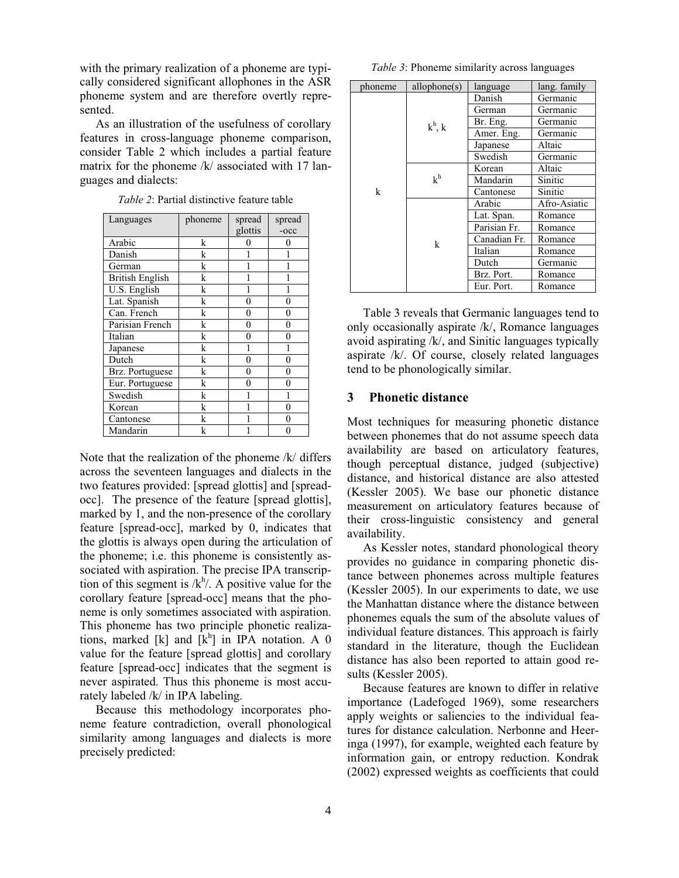with the primary realization of a phoneme are typically considered significant allophones in the ASR phoneme system and are therefore overtly represented.

As an illustration of the usefulness of corollary features in cross-language phoneme comparison, consider Table 2 which includes a partial feature matrix for the phoneme /k/ associated with 17 languages and dialects:

*Table 2*: Partial distinctive feature table

| Languages | phoneme | spread glottis | spread -occ |
|---|---|---|---|
| Arabic | k | 0 | 0 |
| Danish | k | 1 | 1 |
| German | k | 1 | 1 |
| British English | k | 1 | 1 |
| U.S. English | k | 1 | 1 |
| Lat. Spanish | k | 0 | 0 |
| Can. French | k | 0 | 0 |
| Parisian French | k | 0 | 0 |
| Italian | k | 0 | 0 |
| Japanese | k | 1 | 1 |
| Dutch | k | 0 | 0 |
| Brz. Portuguese | k | 0 | 0 |
| Eur. Portuguese | k | 0 | 0 |
| Swedish | k | 1 | 1 |
| Korean | k | 1 | 0 |
| Cantonese | k | 1 | 0 |
| Mandarin | k | 1 | 0 |

Note that the realization of the phoneme /k/ differs across the seventeen languages and dialects in the two features provided: [spread glottis] and [spread-occ]. The presence of the feature [spread glottis], marked by 1, and the non-presence of the corollary feature [spread-occ], marked by 0, indicates that the glottis is always open during the articulation of the phoneme; i.e. this phoneme is consistently associated with aspiration. The precise IPA transcription of this segment is /k$^h$/. A positive value for the corollary feature [spread-occ] means that the phoneme is only sometimes associated with aspiration. This phoneme has two principle phonetic realizations, marked [k] and [k$^h$] in IPA notation. A 0 value for the feature [spread glottis] and corollary feature [spread-occ] indicates that the segment is never aspirated. Thus this phoneme is most accurately labeled /k/ in IPA labeling.

Because this methodology incorporates phoneme feature contradiction, overall phonological similarity among languages and dialects is more precisely predicted:

*Table 3*: Phoneme similarity across languages

| phoneme | allophone(s) | language | lang. family |
|---|---|---|---|
| k | k$^h$, k | Danish | Germanic |
| | | German | Germanic |
| | | Br. Eng. | Germanic |
| | | Amer. Eng. | Germanic |
| | | Japanese | Altaic |
| | | Swedish | Germanic |
| | k$^h$ | Korean | Altaic |
| | | Mandarin | Sinitic |
| | | Cantonese | Sinitic |
| | k | Arabic | Afro-Asiatic |
| | | Lat. Span. | Romance |
| | | Parisian Fr. | Romance |
| | | Canadian Fr. | Romance |
| | | Italian | Romance |
| | | Dutch | Germanic |
| | | Brz. Port. | Romance |
| | | Eur. Port. | Romance |

Table 3 reveals that Germanic languages tend to only occasionally aspirate /k/, Romance languages avoid aspirating /k/, and Sinitic languages typically aspirate /k/. Of course, closely related languages tend to be phonologically similar.

## 3 Phonetic distance

Most techniques for measuring phonetic distance between phonemes that do not assume speech data availability are based on articulatory features, though perceptual distance, judged (subjective) distance, and historical distance are also attested (Kessler 2005). We base our phonetic distance measurement on articulatory features because of their cross-linguistic consistency and general availability.

As Kessler notes, standard phonological theory provides no guidance in comparing phonetic distance between phonemes across multiple features (Kessler 2005). In our experiments to date, we use the Manhattan distance where the distance between phonemes equals the sum of the absolute values of individual feature distances. This approach is fairly standard in the literature, though the Euclidean distance has also been reported to attain good results (Kessler 2005).

Because features are known to differ in relative importance (Ladefoged 1969), some researchers apply weights or saliencies to the individual features for distance calculation. Nerbonne and Heeringa (1997), for example, weighted each feature by information gain, or entropy reduction. Kondrak (2002) expressed weights as coefficients that could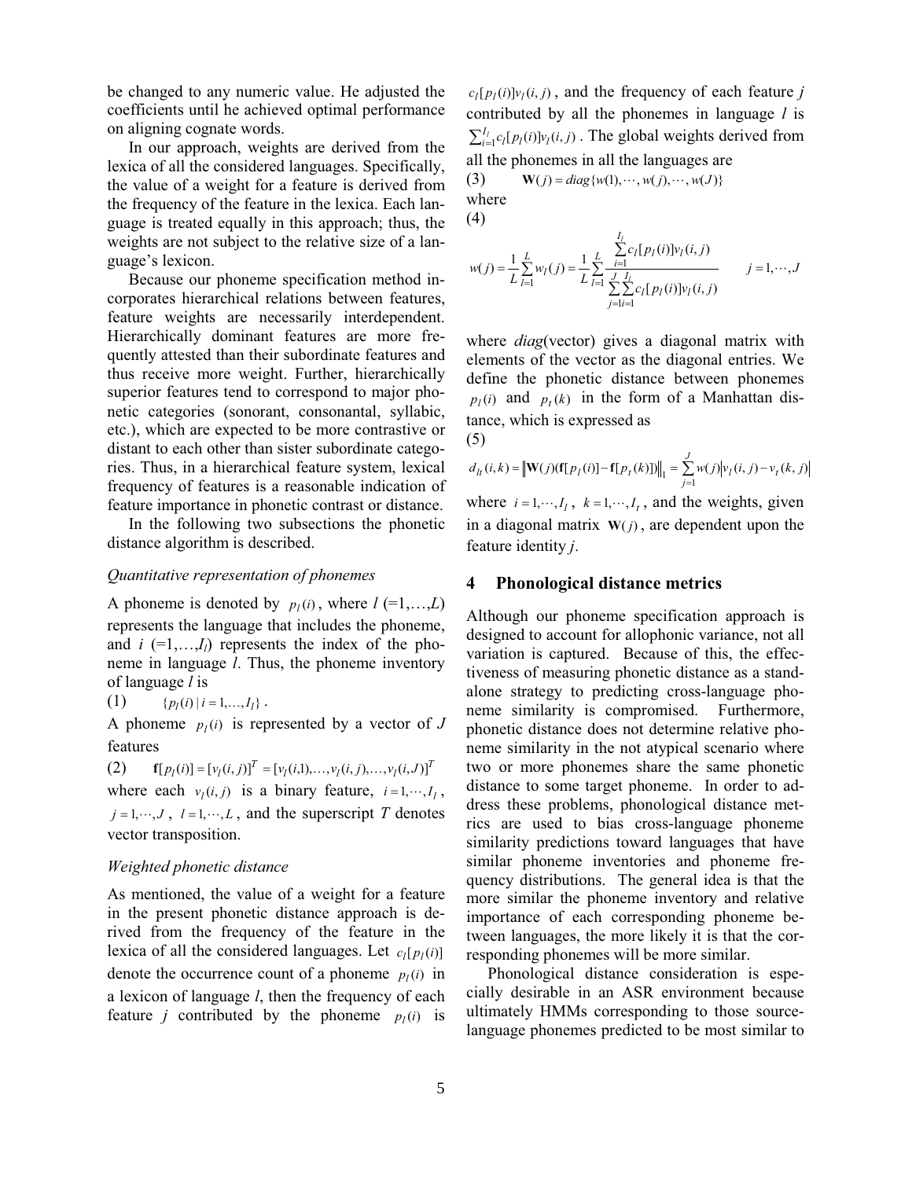be changed to any numeric value. He adjusted the coefficients until he achieved optimal performance on aligning cognate words.

In our approach, weights are derived from the lexica of all the considered languages. Specifically, the value of a weight for a feature is derived from the frequency of the feature in the lexica. Each language is treated equally in this approach; thus, the weights are not subject to the relative size of a language's lexicon.

Because our phoneme specification method incorporates hierarchical relations between features, feature weights are necessarily interdependent. Hierarchically dominant features are more frequently attested than their subordinate features and thus receive more weight. Further, hierarchically superior features tend to correspond to major phonetic categories (sonorant, consonantal, syllabic, etc.), which are expected to be more contrastive or distant to each other than sister subordinate categories. Thus, in a hierarchical feature system, lexical frequency of features is a reasonable indication of feature importance in phonetic contrast or distance.

In the following two subsections the phonetic distance algorithm is described.

*Quantitative representation of phonemes*

A phoneme is denoted by $p_l(i)$, where $l$ (=1,…,$L$) represents the language that includes the phoneme, and $i$ (=1,…,$I_l$) represents the index of the phoneme in language $l$. Thus, the phoneme inventory of language $l$ is

(1) $\{p_l(i) \mid i = 1,\ldots,I_l\}$.

A phoneme $p_l(i)$ is represented by a vector of $J$ features

(2) $\mathbf{f}[p_l(i)] = [v_l(i,j)]^T = [v_l(i,1),\ldots,v_l(i,j),\ldots,v_l(i,J)]^T$

where each $v_l(i,j)$ is a binary feature, $i = 1,\cdots,I_l$, $j = 1,\cdots,J$, $l = 1,\cdots,L$, and the superscript $T$ denotes vector transposition.

*Weighted phonetic distance*

As mentioned, the value of a weight for a feature in the present phonetic distance approach is derived from the frequency of the feature in the lexica of all the considered languages. Let $c_l[p_l(i)]$ denote the occurrence count of a phoneme $p_l(i)$ in a lexicon of language $l$, then the frequency of each feature $j$ contributed by the phoneme $p_l(i)$ is $c_l[p_l(i)]v_l(i,j)$, and the frequency of each feature $j$ contributed by all the phonemes in language $l$ is $\sum_{i=1}^{I_l} c_l[p_l(i)]v_l(i,j)$. The global weights derived from all the phonemes in all the languages are

(3) $\mathbf{W}(j) = diag\{w(1),\cdots,w(j),\cdots,w(J)\}$

where

(4)

$$w(j) = \frac{1}{L}\sum_{l=1}^{L} w_l(j) = \frac{1}{L}\sum_{l=1}^{L} \frac{\sum_{i=1}^{I_l} c_l[p_l(i)]v_l(i,j)}{\sum_{j=1}^{J}\sum_{i=1}^{I_l} c_l[p_l(i)]v_l(i,j)} \qquad j = 1,\cdots,J$$

where *diag*(vector) gives a diagonal matrix with elements of the vector as the diagonal entries. We define the phonetic distance between phonemes $p_l(i)$ and $p_t(k)$ in the form of a Manhattan distance, which is expressed as

(5)

$$d_{lt}(i,k) = \left\|\mathbf{W}(j)(\mathbf{f}[p_l(i)] - \mathbf{f}[p_t(k)])\right\|_1 = \sum_{j=1}^{J} w(j)\left|v_l(i,j) - v_t(k,j)\right|$$

where $i = 1,\cdots,I_l$, $k = 1,\cdots,I_t$, and the weights, given in a diagonal matrix $\mathbf{W}(j)$, are dependent upon the feature identity $j$.

## 4 Phonological distance metrics

Although our phoneme specification approach is designed to account for allophonic variance, not all variation is captured. Because of this, the effectiveness of measuring phonetic distance as a stand-alone strategy to predicting cross-language phoneme similarity is compromised. Furthermore, phonetic distance does not determine relative phoneme similarity in the not atypical scenario where two or more phonemes share the same phonetic distance to some target phoneme. In order to address these problems, phonological distance metrics are used to bias cross-language phoneme similarity predictions toward languages that have similar phoneme inventories and phoneme frequency distributions. The general idea is that the more similar the phoneme inventory and relative importance of each corresponding phoneme between languages, the more likely it is that the corresponding phonemes will be more similar.

Phonological distance consideration is especially desirable in an ASR environment because ultimately HMMs corresponding to those source-language phonemes predicted to be most similar to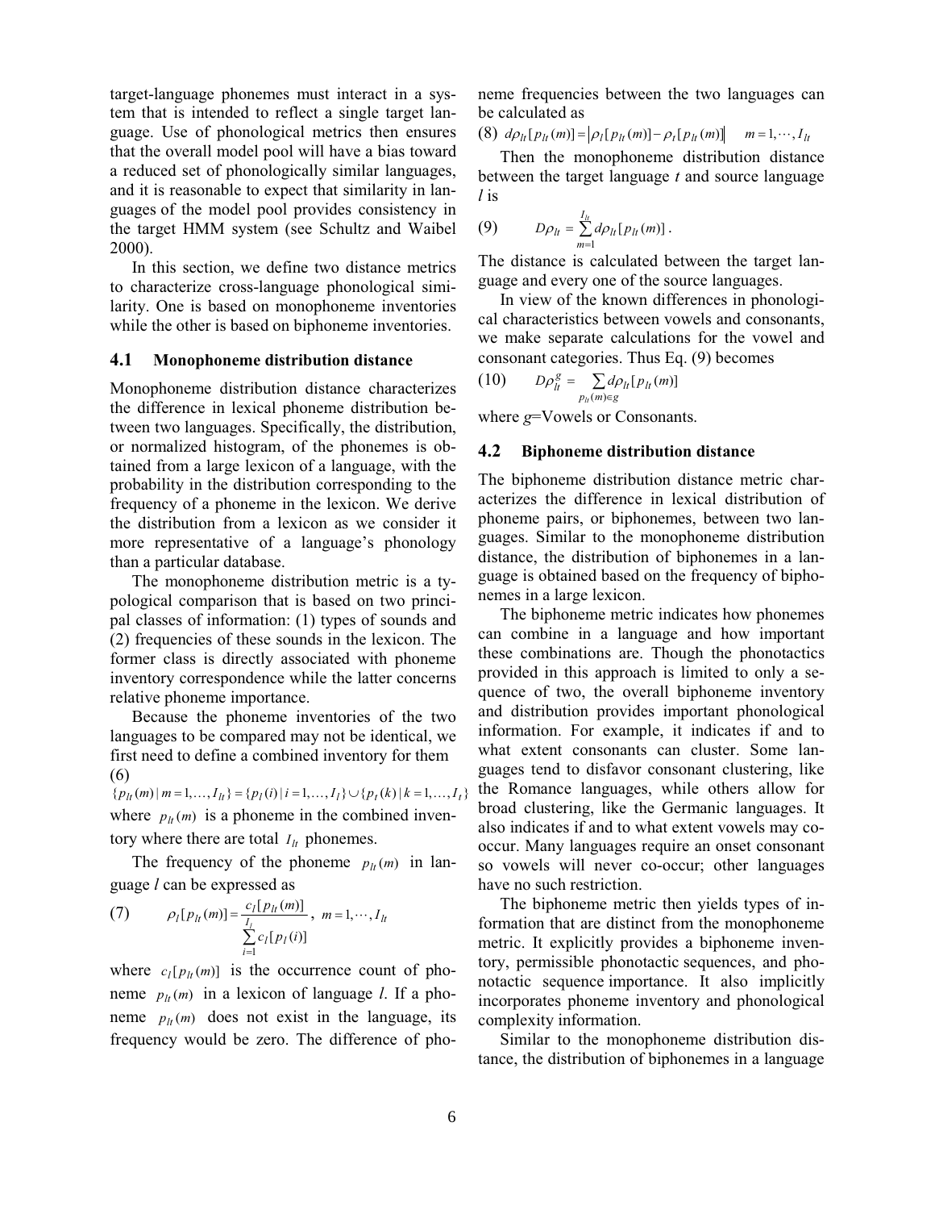target-language phonemes must interact in a system that is intended to reflect a single target language. Use of phonological metrics then ensures that the overall model pool will have a bias toward a reduced set of phonologically similar languages, and it is reasonable to expect that similarity in languages of the model pool provides consistency in the target HMM system (see Schultz and Waibel 2000).

In this section, we define two distance metrics to characterize cross-language phonological similarity. One is based on monophoneme inventories while the other is based on biphoneme inventories.

### 4.1 Monophoneme distribution distance

Monophoneme distribution distance characterizes the difference in lexical phoneme distribution between two languages. Specifically, the distribution, or normalized histogram, of the phonemes is obtained from a large lexicon of a language, with the probability in the distribution corresponding to the frequency of a phoneme in the lexicon. We derive the distribution from a lexicon as we consider it more representative of a language's phonology than a particular database.

The monophoneme distribution metric is a typological comparison that is based on two principal classes of information: (1) types of sounds and (2) frequencies of these sounds in the lexicon. The former class is directly associated with phoneme inventory correspondence while the latter concerns relative phoneme importance.

Because the phoneme inventories of the two languages to be compared may not be identical, we first need to define a combined inventory for them

(6)
$$\{p_{lt}(m) \mid m = 1, \ldots, I_{lt}\} = \{p_l(i) \mid i = 1, \ldots, I_l\} \cup \{p_t(k) \mid k = 1, \ldots, I_t\}$$

where $p_{lt}(m)$ is a phoneme in the combined inventory where there are total $I_{lt}$ phonemes.

The frequency of the phoneme $p_{lt}(m)$ in language $l$ can be expressed as

(7)
$$\rho_l[p_{lt}(m)] = \frac{c_l[p_{lt}(m)]}{\sum_{i=1}^{I_l} c_l[p_l(i)]}, \quad m = 1, \cdots, I_{lt}$$

where $c_l[p_{lt}(m)]$ is the occurrence count of phoneme $p_{lt}(m)$ in a lexicon of language $l$. If a phoneme $p_{lt}(m)$ does not exist in the language, its frequency would be zero. The difference of phoneme frequencies between the two languages can be calculated as

(8)
$$d\rho_{lt}[p_{lt}(m)] = \left|\rho_l[p_{lt}(m)] - \rho_t[p_{lt}(m)]\right| \quad m = 1, \cdots, I_{lt}$$

Then the monophoneme distribution distance between the target language $t$ and source language $l$ is

(9)
$$D\rho_{lt} = \sum_{m=1}^{I_{lt}} d\rho_{lt}[p_{lt}(m)].$$

The distance is calculated between the target language and every one of the source languages.

In view of the known differences in phonological characteristics between vowels and consonants, we make separate calculations for the vowel and consonant categories. Thus Eq. (9) becomes

(10)
$$D\rho_{lt}^{g} = \sum_{p_{lt}(m) \in g} d\rho_{lt}[p_{lt}(m)]$$

where $g$=Vowels or Consonants.

### 4.2 Biphoneme distribution distance

The biphoneme distribution distance metric characterizes the difference in lexical distribution of phoneme pairs, or biphonemes, between two languages. Similar to the monophoneme distribution distance, the distribution of biphonemes in a language is obtained based on the frequency of biphonemes in a large lexicon.

The biphoneme metric indicates how phonemes can combine in a language and how important these combinations are. Though the phonotactics provided in this approach is limited to only a sequence of two, the overall biphoneme inventory and distribution provides important phonological information. For example, it indicates if and to what extent consonants can cluster. Some languages tend to disfavor consonant clustering, like the Romance languages, while others allow for broad clustering, like the Germanic languages. It also indicates if and to what extent vowels may co-occur. Many languages require an onset consonant so vowels will never co-occur; other languages have no such restriction.

The biphoneme metric then yields types of information that are distinct from the monophoneme metric. It explicitly provides a biphoneme inventory, permissible phonotactic sequences, and phonotactic sequence importance. It also implicitly incorporates phoneme inventory and phonological complexity information.

Similar to the monophoneme distribution distance, the distribution of biphonemes in a language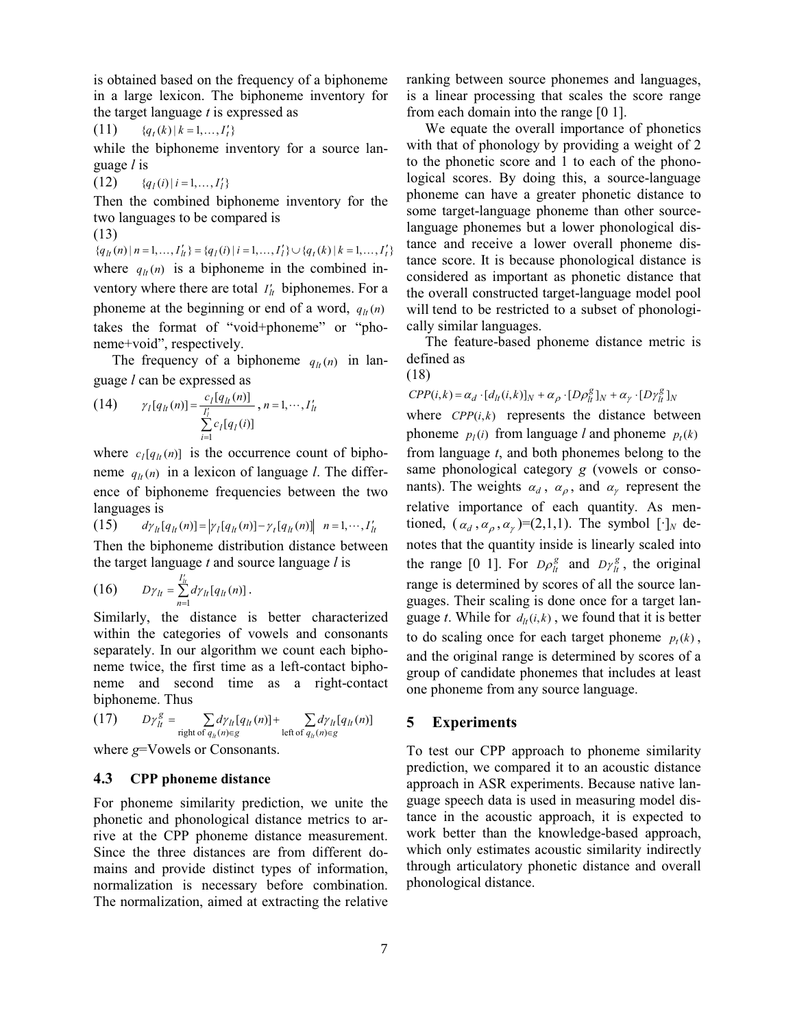is obtained based on the frequency of a biphoneme in a large lexicon. The biphoneme inventory for the target language $t$ is expressed as

(11) $\{q_t(k) \mid k = 1,\ldots,I'_t\}$

while the biphoneme inventory for a source language $l$ is

(12) $\{q_l(i) \mid i = 1,\ldots,I'_l\}$

Then the combined biphoneme inventory for the two languages to be compared is

(13)

$$\{q_{lt}(n) \mid n = 1,\ldots,I'_{lt}\} = \{q_l(i) \mid i = 1,\ldots,I'_l\} \cup \{q_t(k) \mid k = 1,\ldots,I'_t\}$$

where $q_{lt}(n)$ is a biphoneme in the combined inventory where there are total $I'_{lt}$ biphonemes. For a phoneme at the beginning or end of a word, $q_{lt}(n)$ takes the format of "void+phoneme" or "phoneme+void", respectively.

The frequency of a biphoneme $q_{lt}(n)$ in language $l$ can be expressed as

(14) $$\gamma_l[q_{lt}(n)] = \frac{c_l[q_{lt}(n)]}{\sum_{i=1}^{I'_l} c_l[q_l(i)]}, \; n = 1,\cdots,I'_{lt}$$

where $c_l[q_{lt}(n)]$ is the occurrence count of biphoneme $q_{lt}(n)$ in a lexicon of language $l$. The difference of biphoneme frequencies between the two languages is

(15) $$d\gamma_{lt}[q_{lt}(n)] = \left|\gamma_l[q_{lt}(n)] - \gamma_t[q_{lt}(n)]\right| \quad n = 1,\cdots,I'_{lt}$$

Then the biphoneme distribution distance between the target language $t$ and source language $l$ is

(16) $$D\gamma_{lt} = \sum_{n=1}^{I'_{lt}} d\gamma_{lt}[q_{lt}(n)].$$

Similarly, the distance is better characterized within the categories of vowels and consonants separately. In our algorithm we count each biphoneme twice, the first time as a left-contact biphoneme and second time as a right-contact biphoneme. Thus

(17) $$D\gamma_{lt}^g = \sum_{\text{right of } q_{lt}(n) \in g} d\gamma_{lt}[q_{lt}(n)] + \sum_{\text{left of } q_{lt}(n) \in g} d\gamma_{lt}[q_{lt}(n)]$$

where $g$=Vowels or Consonants.

### 4.3 CPP phoneme distance

For phoneme similarity prediction, we unite the phonetic and phonological distance metrics to arrive at the CPP phoneme distance measurement. Since the three distances are from different domains and provide distinct types of information, normalization is necessary before combination. The normalization, aimed at extracting the relative ranking between source phonemes and languages, is a linear processing that scales the score range from each domain into the range [0 1].

We equate the overall importance of phonetics with that of phonology by providing a weight of 2 to the phonetic score and 1 to each of the phonological scores. By doing this, a source-language phoneme can have a greater phonetic distance to some target-language phoneme than other source-language phonemes but a lower phonological distance and receive a lower overall phoneme distance score. It is because phonological distance is considered as important as phonetic distance that the overall constructed target-language model pool will tend to be restricted to a subset of phonologically similar languages.

The feature-based phoneme distance metric is defined as

(18)

$$CPP(i,k) = \alpha_d \cdot [d_{lt}(i,k)]_N + \alpha_\rho \cdot [D\rho_{lt}^g]_N + \alpha_\gamma \cdot [D\gamma_{lt}^g]_N$$

where $CPP(i,k)$ represents the distance between phoneme $p_l(i)$ from language $l$ and phoneme $p_t(k)$ from language $t$, and both phonemes belong to the same phonological category $g$ (vowels or consonants). The weights $\alpha_d$, $\alpha_\rho$, and $\alpha_\gamma$ represent the relative importance of each quantity. As mentioned, ($\alpha_d, \alpha_\rho, \alpha_\gamma$)=(2,1,1). The symbol $[\cdot]_N$ denotes that the quantity inside is linearly scaled into the range [0 1]. For $D\rho_{lt}^g$ and $D\gamma_{lt}^g$, the original range is determined by scores of all the source languages. Their scaling is done once for a target language $t$. While for $d_{lt}(i,k)$, we found that it is better to do scaling once for each target phoneme $p_t(k)$, and the original range is determined by scores of a group of candidate phonemes that includes at least one phoneme from any source language.

## 5 Experiments

To test our CPP approach to phoneme similarity prediction, we compared it to an acoustic distance approach in ASR experiments. Because native language speech data is used in measuring model distance in the acoustic approach, it is expected to work better than the knowledge-based approach, which only estimates acoustic similarity indirectly through articulatory phonetic distance and overall phonological distance.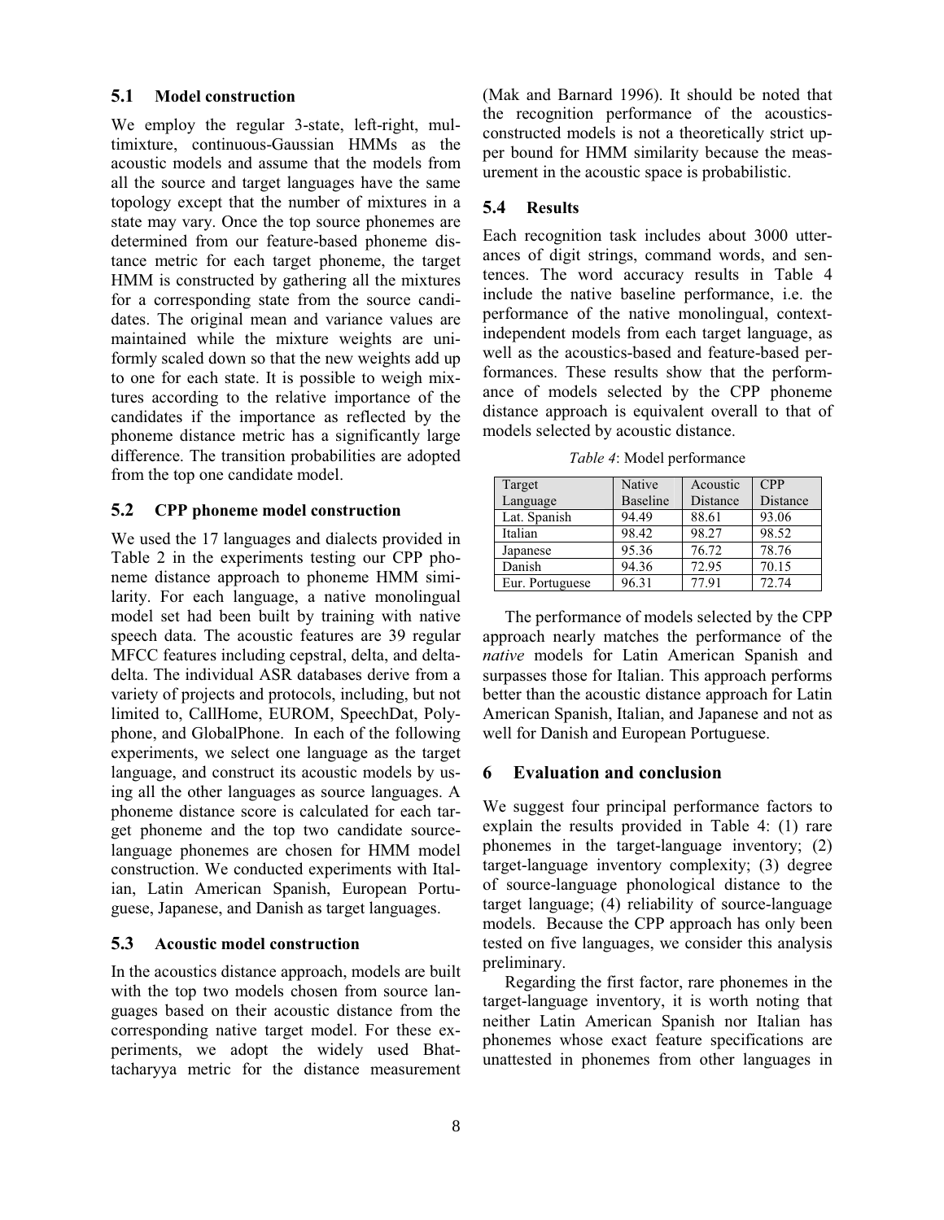### 5.1 Model construction

We employ the regular 3-state, left-right, multimixture, continuous-Gaussian HMMs as the acoustic models and assume that the models from all the source and target languages have the same topology except that the number of mixtures in a state may vary. Once the top source phonemes are determined from our feature-based phoneme distance metric for each target phoneme, the target HMM is constructed by gathering all the mixtures for a corresponding state from the source candidates. The original mean and variance values are maintained while the mixture weights are uniformly scaled down so that the new weights add up to one for each state. It is possible to weigh mixtures according to the relative importance of the candidates if the importance as reflected by the phoneme distance metric has a significantly large difference. The transition probabilities are adopted from the top one candidate model.

### 5.2 CPP phoneme model construction

We used the 17 languages and dialects provided in Table 2 in the experiments testing our CPP phoneme distance approach to phoneme HMM similarity. For each language, a native monolingual model set had been built by training with native speech data. The acoustic features are 39 regular MFCC features including cepstral, delta, and delta-delta. The individual ASR databases derive from a variety of projects and protocols, including, but not limited to, CallHome, EUROM, SpeechDat, Polyphone, and GlobalPhone. In each of the following experiments, we select one language as the target language, and construct its acoustic models by using all the other languages as source languages. A phoneme distance score is calculated for each target phoneme and the top two candidate source-language phonemes are chosen for HMM model construction. We conducted experiments with Italian, Latin American Spanish, European Portuguese, Japanese, and Danish as target languages.

### 5.3 Acoustic model construction

In the acoustics distance approach, models are built with the top two models chosen from source languages based on their acoustic distance from the corresponding native target model. For these experiments, we adopt the widely used Bhattacharyya metric for the distance measurement (Mak and Barnard 1996). It should be noted that the recognition performance of the acoustics-constructed models is not a theoretically strict upper bound for HMM similarity because the measurement in the acoustic space is probabilistic.

### 5.4 Results

Each recognition task includes about 3000 utterances of digit strings, command words, and sentences. The word accuracy results in Table 4 include the native baseline performance, i.e. the performance of the native monolingual, context-independent models from each target language, as well as the acoustics-based and feature-based performances. These results show that the performance of models selected by the CPP phoneme distance approach is equivalent overall to that of models selected by acoustic distance.

*Table 4*: Model performance

| Target Language | Native Baseline | Acoustic Distance | CPP Distance |
|---|---|---|---|
| Lat. Spanish | 94.49 | 88.61 | 93.06 |
| Italian | 98.42 | 98.27 | 98.52 |
| Japanese | 95.36 | 76.72 | 78.76 |
| Danish | 94.36 | 72.95 | 70.15 |
| Eur. Portuguese | 96.31 | 77.91 | 72.74 |

The performance of models selected by the CPP approach nearly matches the performance of the *native* models for Latin American Spanish and surpasses those for Italian. This approach performs better than the acoustic distance approach for Latin American Spanish, Italian, and Japanese and not as well for Danish and European Portuguese.

## 6 Evaluation and conclusion

We suggest four principal performance factors to explain the results provided in Table 4: (1) rare phonemes in the target-language inventory; (2) target-language inventory complexity; (3) degree of source-language phonological distance to the target language; (4) reliability of source-language models. Because the CPP approach has only been tested on five languages, we consider this analysis preliminary.

Regarding the first factor, rare phonemes in the target-language inventory, it is worth noting that neither Latin American Spanish nor Italian has phonemes whose exact feature specifications are unattested in phonemes from other languages in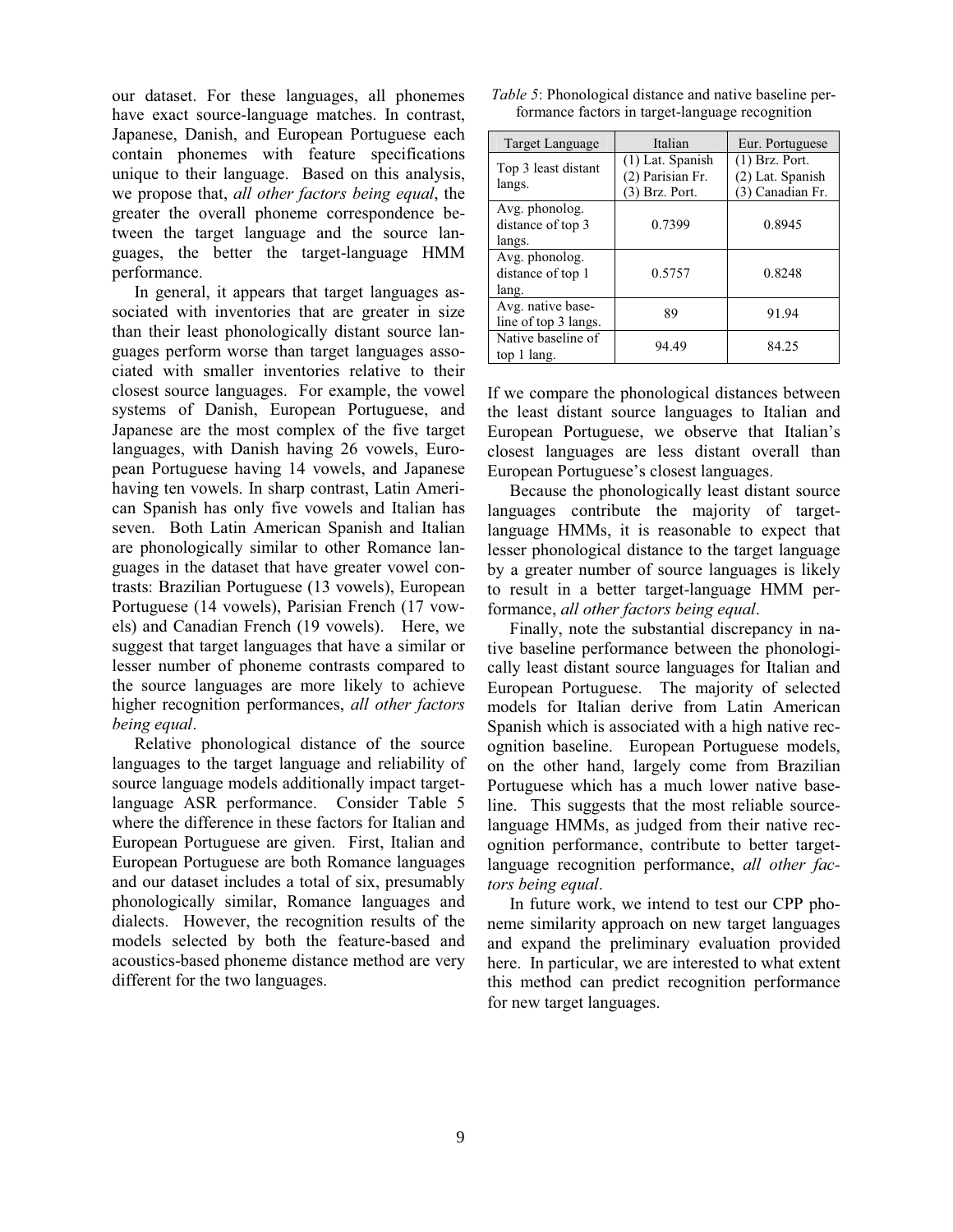our dataset. For these languages, all phonemes have exact source-language matches. In contrast, Japanese, Danish, and European Portuguese each contain phonemes with feature specifications unique to their language. Based on this analysis, we propose that, *all other factors being equal*, the greater the overall phoneme correspondence between the target language and the source languages, the better the target-language HMM performance.

In general, it appears that target languages associated with inventories that are greater in size than their least phonologically distant source languages perform worse than target languages associated with smaller inventories relative to their closest source languages. For example, the vowel systems of Danish, European Portuguese, and Japanese are the most complex of the five target languages, with Danish having 26 vowels, European Portuguese having 14 vowels, and Japanese having ten vowels. In sharp contrast, Latin American Spanish has only five vowels and Italian has seven. Both Latin American Spanish and Italian are phonologically similar to other Romance languages in the dataset that have greater vowel contrasts: Brazilian Portuguese (13 vowels), European Portuguese (14 vowels), Parisian French (17 vowels) and Canadian French (19 vowels). Here, we suggest that target languages that have a similar or lesser number of phoneme contrasts compared to the source languages are more likely to achieve higher recognition performances, *all other factors being equal*.

Relative phonological distance of the source languages to the target language and reliability of source language models additionally impact target-language ASR performance. Consider Table 5 where the difference in these factors for Italian and European Portuguese are given. First, Italian and European Portuguese are both Romance languages and our dataset includes a total of six, presumably phonologically similar, Romance languages and dialects. However, the recognition results of the models selected by both the feature-based and acoustics-based phoneme distance method are very different for the two languages.

*Table 5*: Phonological distance and native baseline performance factors in target-language recognition

| Target Language | Italian | Eur. Portuguese |
|---|---|---|
| Top 3 least distant langs. | (1) Lat. Spanish (2) Parisian Fr. (3) Brz. Port. | (1) Brz. Port. (2) Lat. Spanish (3) Canadian Fr. |
| Avg. phonolog. distance of top 3 langs. | 0.7399 | 0.8945 |
| Avg. phonolog. distance of top 1 lang. | 0.5757 | 0.8248 |
| Avg. native baseline of top 3 langs. | 89 | 91.94 |
| Native baseline of top 1 lang. | 94.49 | 84.25 |

If we compare the phonological distances between the least distant source languages to Italian and European Portuguese, we observe that Italian's closest languages are less distant overall than European Portuguese's closest languages.

Because the phonologically least distant source languages contribute the majority of target-language HMMs, it is reasonable to expect that lesser phonological distance to the target language by a greater number of source languages is likely to result in a better target-language HMM performance, *all other factors being equal*.

Finally, note the substantial discrepancy in native baseline performance between the phonologically least distant source languages for Italian and European Portuguese. The majority of selected models for Italian derive from Latin American Spanish which is associated with a high native recognition baseline. European Portuguese models, on the other hand, largely come from Brazilian Portuguese which has a much lower native baseline. This suggests that the most reliable source-language HMMs, as judged from their native recognition performance, contribute to better target-language recognition performance, *all other factors being equal*.

In future work, we intend to test our CPP phoneme similarity approach on new target languages and expand the preliminary evaluation provided here. In particular, we are interested to what extent this method can predict recognition performance for new target languages.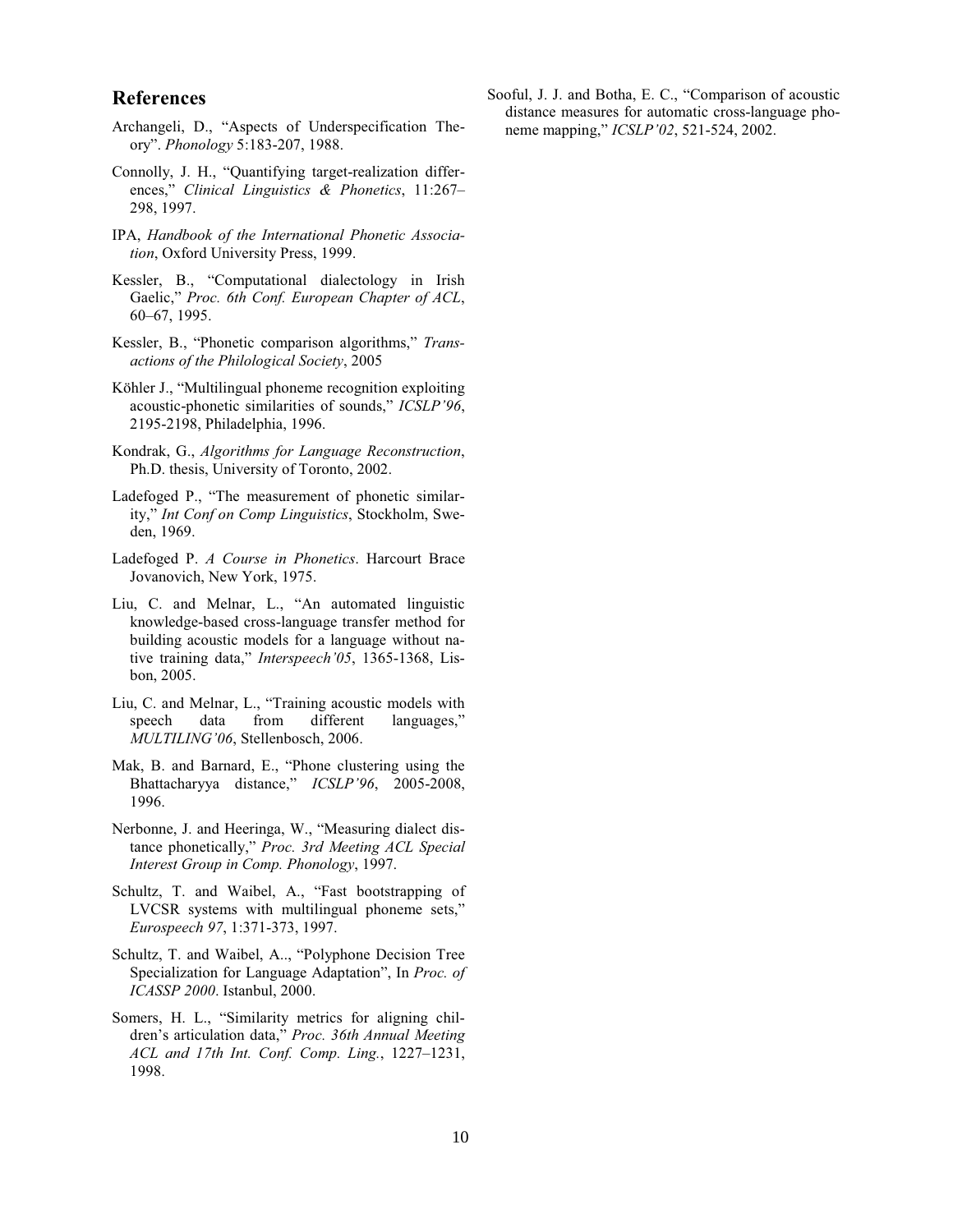## References

Archangeli, D., "Aspects of Underspecification Theory". *Phonology* 5:183-207, 1988.

Connolly, J. H., "Quantifying target-realization differences," *Clinical Linguistics & Phonetics*, 11:267–298, 1997.

IPA, *Handbook of the International Phonetic Association*, Oxford University Press, 1999.

Kessler, B., "Computational dialectology in Irish Gaelic," *Proc. 6th Conf. European Chapter of ACL*, 60–67, 1995.

Kessler, B., "Phonetic comparison algorithms," *Transactions of the Philological Society*, 2005

Köhler J., "Multilingual phoneme recognition exploiting acoustic-phonetic similarities of sounds," *ICSLP'96*, 2195-2198, Philadelphia, 1996.

Kondrak, G., *Algorithms for Language Reconstruction*, Ph.D. thesis, University of Toronto, 2002.

Ladefoged P., "The measurement of phonetic similarity," *Int Conf on Comp Linguistics*, Stockholm, Sweden, 1969.

Ladefoged P. *A Course in Phonetics*. Harcourt Brace Jovanovich, New York, 1975.

Liu, C. and Melnar, L., "An automated linguistic knowledge-based cross-language transfer method for building acoustic models for a language without native training data," *Interspeech'05*, 1365-1368, Lisbon, 2005.

Liu, C. and Melnar, L., "Training acoustic models with speech data from different languages," *MULTILING'06*, Stellenbosch, 2006.

Mak, B. and Barnard, E., "Phone clustering using the Bhattacharyya distance," *ICSLP'96*, 2005-2008, 1996.

Nerbonne, J. and Heeringa, W., "Measuring dialect distance phonetically," *Proc. 3rd Meeting ACL Special Interest Group in Comp. Phonology*, 1997.

Schultz, T. and Waibel, A., "Fast bootstrapping of LVCSR systems with multilingual phoneme sets," *Eurospeech 97*, 1:371-373, 1997.

Schultz, T. and Waibel, A.., "Polyphone Decision Tree Specialization for Language Adaptation", In *Proc. of ICASSP 2000*. Istanbul, 2000.

Somers, H. L., "Similarity metrics for aligning children's articulation data," *Proc. 36th Annual Meeting ACL and 17th Int. Conf. Comp. Ling.*, 1227–1231, 1998.

Sooful, J. J. and Botha, E. C., "Comparison of acoustic distance measures for automatic cross-language phoneme mapping," *ICSLP'02*, 521-524, 2002.